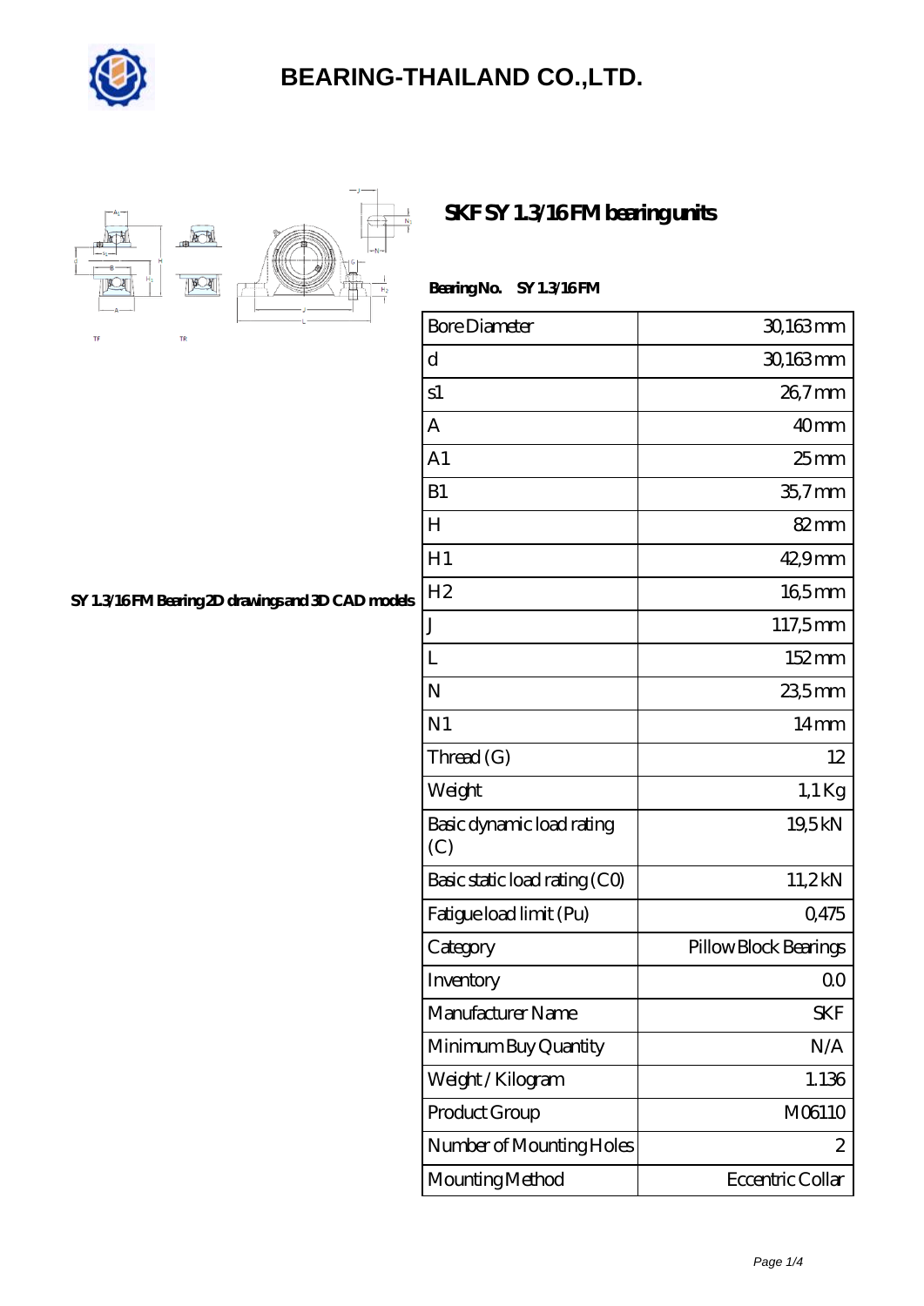# BEARING-THAILAND CO.,LTD.

## SKF SY 1.3/16 FM bearing units

SY 1.3/16 FM Bearing 2D drawings and 3D CAD models

**Bearing No.** SY 1.3/16 FM

| | |
|---|---|
| Bore Diameter | 30,163 mm |
| d | 30,163 mm |
| s1 | 26,7 mm |
| A | 40 mm |
| A1 | 25 mm |
| B1 | 35,7 mm |
| H | 82 mm |
| H1 | 42,9 mm |
| H2 | 16,5 mm |
| J | 117,5 mm |
| L | 152 mm |
| N | 23,5 mm |
| N1 | 14 mm |
| Thread (G) | 12 |
| Weight | 1,1 Kg |
| Basic dynamic load rating (C) | 19,5 kN |
| Basic static load rating (C0) | 11,2 kN |
| Fatigue load limit (Pu) | 0,475 |
| Category | Pillow Block Bearings |
| Inventory | 0.0 |
| Manufacturer Name | SKF |
| Minimum Buy Quantity | N/A |
| Weight / Kilogram | 1.136 |
| Product Group | M06110 |
| Number of Mounting Holes | 2 |
| Mounting Method | Eccentric Collar |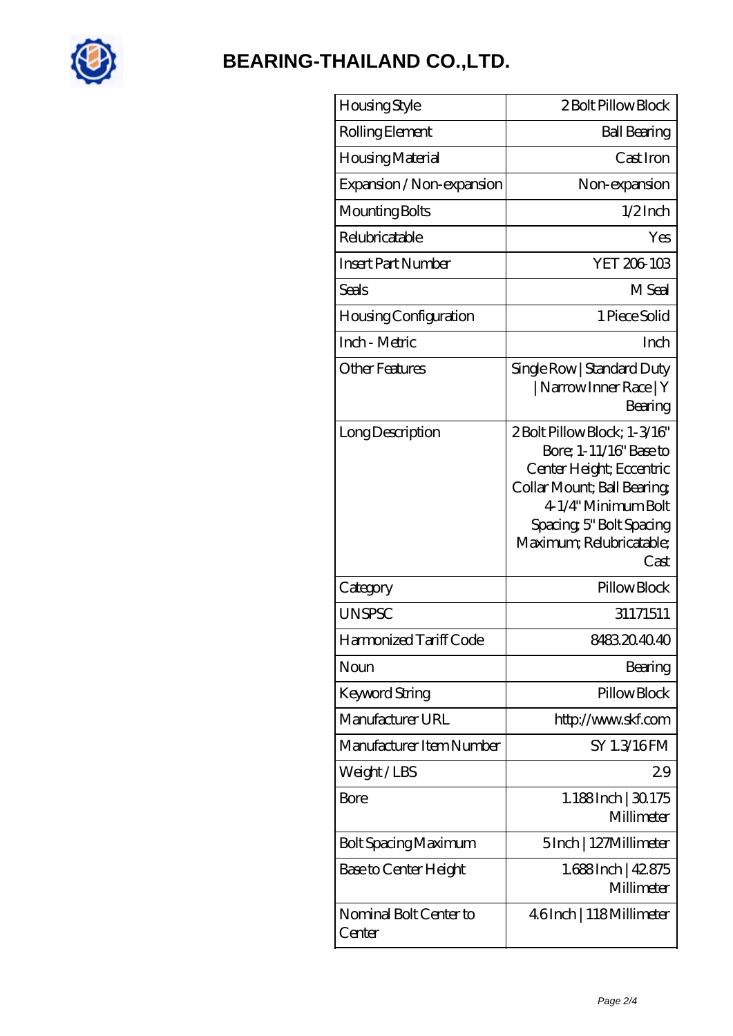**BEARING-THAILAND CO.,LTD.**

| Housing Style | 2 Bolt Pillow Block |
|---|---|
| Rolling Element | Ball Bearing |
| Housing Material | Cast Iron |
| Expansion / Non-expansion | Non-expansion |
| Mounting Bolts | 1/2 Inch |
| Relubricatable | Yes |
| Insert Part Number | YET 206-103 |
| Seals | M Seal |
| Housing Configuration | 1 Piece Solid |
| Inch - Metric | Inch |
| Other Features | Single Row \| Standard Duty \| Narrow Inner Race \| Y Bearing |
| Long Description | 2 Bolt Pillow Block; 1-3/16" Bore; 1-11/16" Base to Center Height; Eccentric Collar Mount; Ball Bearing; 4-1/4" Minimum Bolt Spacing; 5" Bolt Spacing Maximum; Relubricatable; Cast |
| Category | Pillow Block |
| UNSPSC | 31171511 |
| Harmonized Tariff Code | 8483.20.40.40 |
| Noun | Bearing |
| Keyword String | Pillow Block |
| Manufacturer URL | http://www.skf.com |
| Manufacturer Item Number | SY 1.3/16 FM |
| Weight / LBS | 2.9 |
| Bore | 1.188 Inch \| 30.175 Millimeter |
| Bolt Spacing Maximum | 5 Inch \| 127 Millimeter |
| Base to Center Height | 1.688 Inch \| 42.875 Millimeter |
| Nominal Bolt Center to Center | 4.6 Inch \| 118 Millimeter |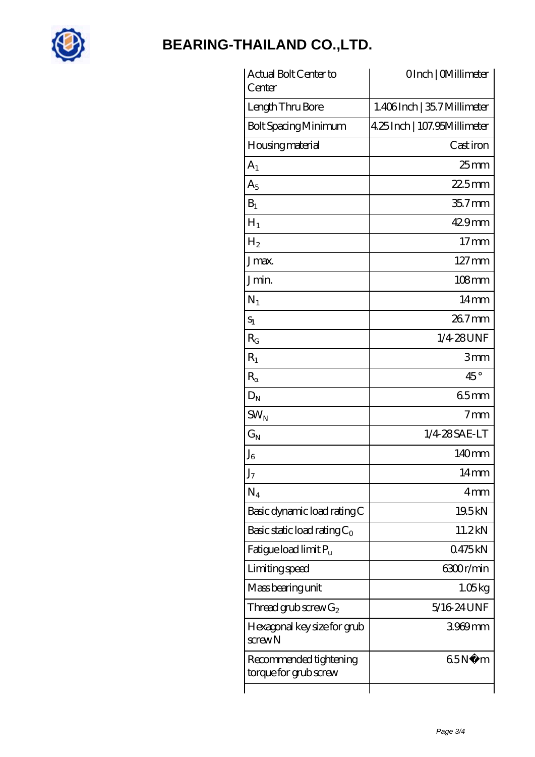# BEARING-THAILAND CO.,LTD.

| | |
|---|---|
| Actual Bolt Center to Center | 0 Inch \| 0 Millimeter |
| Length Thru Bore | 1.406 Inch \| 35.7 Millimeter |
| Bolt Spacing Minimum | 4.25 Inch \| 107.95 Millimeter |
| Housing material | Cast iron |
| $A_1$ | 25 mm |
| $A_5$ | 22.5 mm |
| $B_1$ | 35.7 mm |
| $H_1$ | 42.9 mm |
| $H_2$ | 17 mm |
| J max. | 127 mm |
| J min. | 108 mm |
| $N_1$ | 14 mm |
| $S_1$ | 26.7 mm |
| $R_G$ | 1/4-28 UNF |
| $R_1$ | 3 mm |
| $R_\alpha$ | 45 ° |
| $D_N$ | 6.5 mm |
| $SW_N$ | 7 mm |
| $G_N$ | 1/4-28 SAE-LT |
| $J_6$ | 140 mm |
| $J_7$ | 14 mm |
| $N_4$ | 4 mm |
| Basic dynamic load rating C | 19.5 kN |
| Basic static load rating $C_0$ | 11.2 kN |
| Fatigue load limit $P_u$ | 0.475 kN |
| Limiting speed | 6300 r/min |
| Mass bearing unit | 1.05 kg |
| Thread grub screw $G_2$ | 5/16-24 UNF |
| Hexagonal key size for grub screw N | 3.969 mm |
| Recommended tightening torque for grub screw | 6.5 N�m |
| | |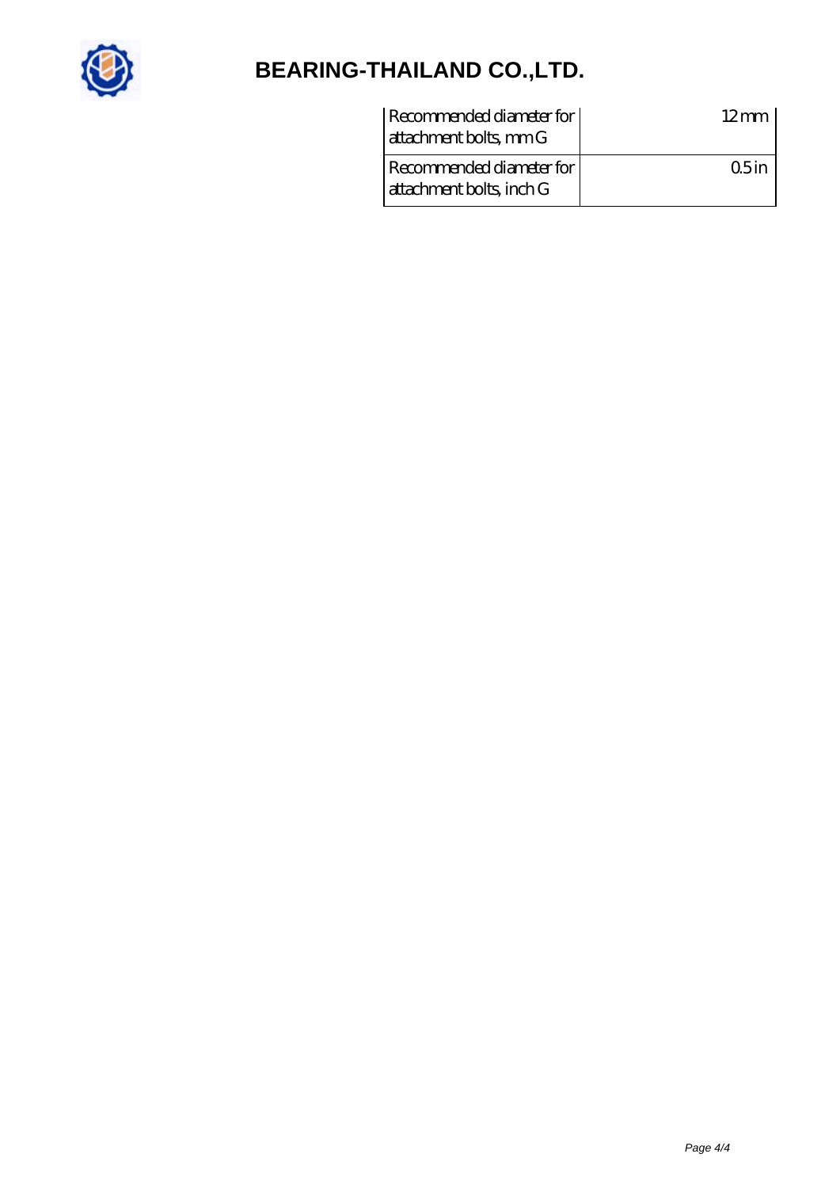| | |
|---|---|
| Recommended diameter for attachment bolts, mm G | 12 mm |
| Recommended diameter for attachment bolts, inch G | 0.5 in |